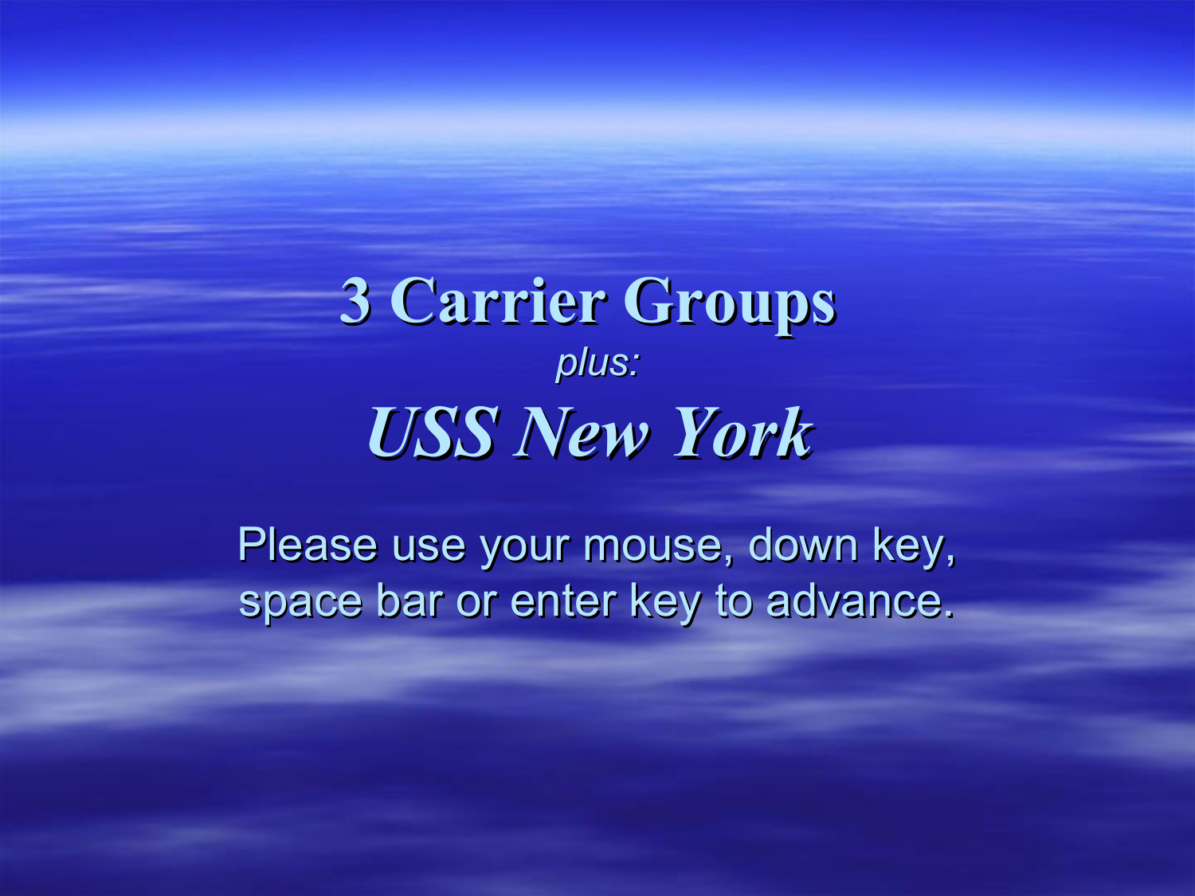# 3 Carrier Groups

*plus:*

# *USS New York*

Please use your mouse, down key, space bar or enter key to advance.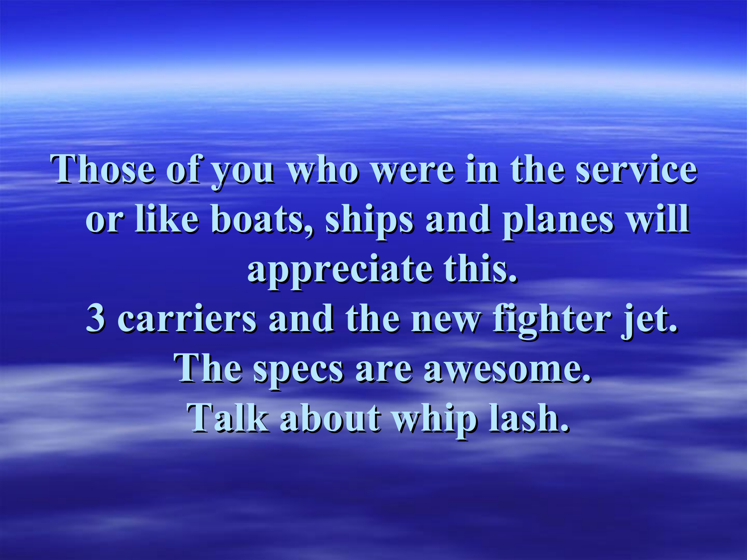Those of you who were in the service or like boats, ships and planes will appreciate this.

3 carriers and the new fighter jet.

The specs are awesome.

Talk about whip lash.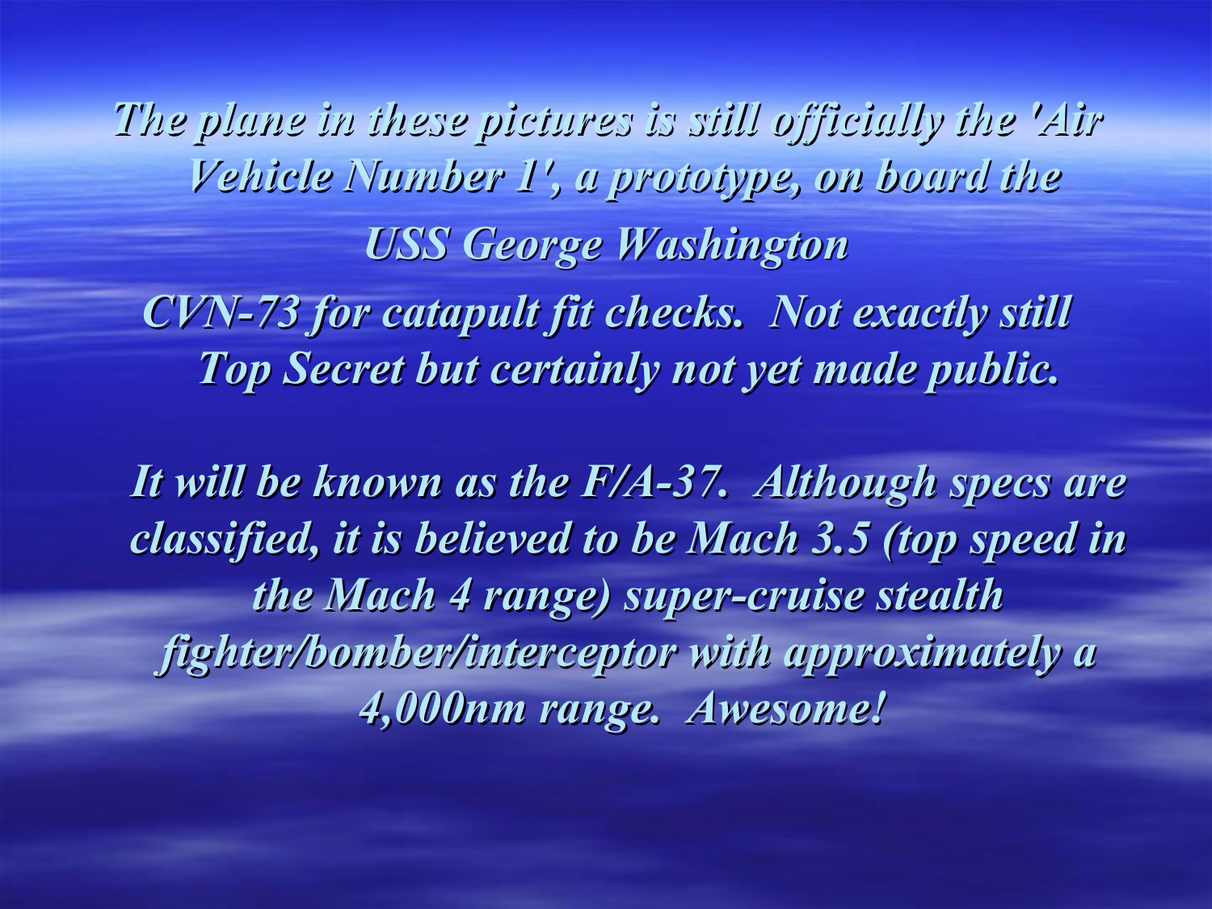*The plane in these pictures is still officially the 'Air Vehicle Number 1', a prototype, on board the*

*USS George Washington*

*CVN-73 for catapult fit checks. Not exactly still Top Secret but certainly not yet made public.*

*It will be known as the F/A-37. Although specs are classified, it is believed to be Mach 3.5 (top speed in the Mach 4 range) super-cruise stealth fighter/bomber/interceptor with approximately a 4,000nm range. Awesome!*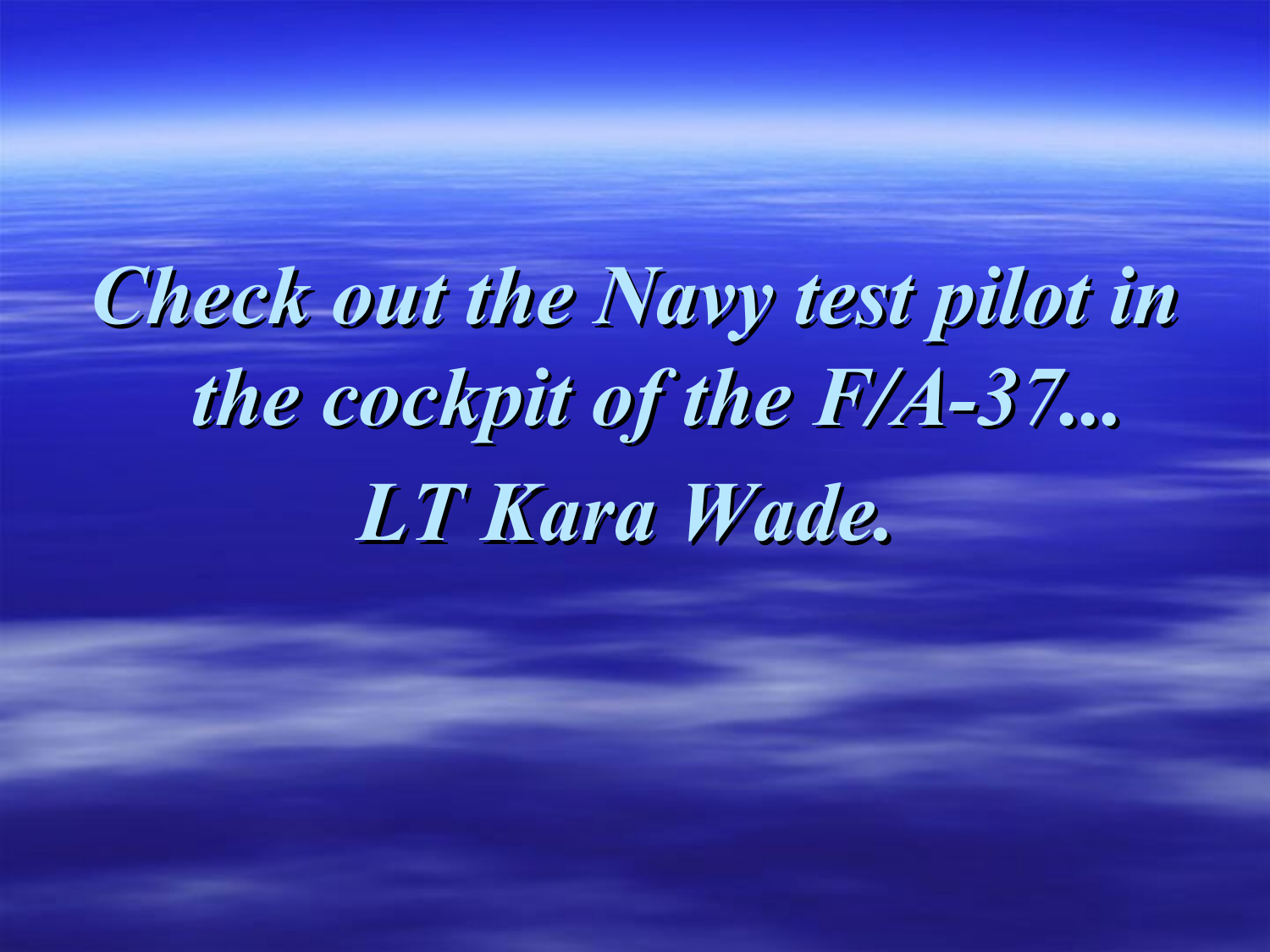*Check out the Navy test pilot in the cockpit of the F/A-37...*

*LT Kara Wade.*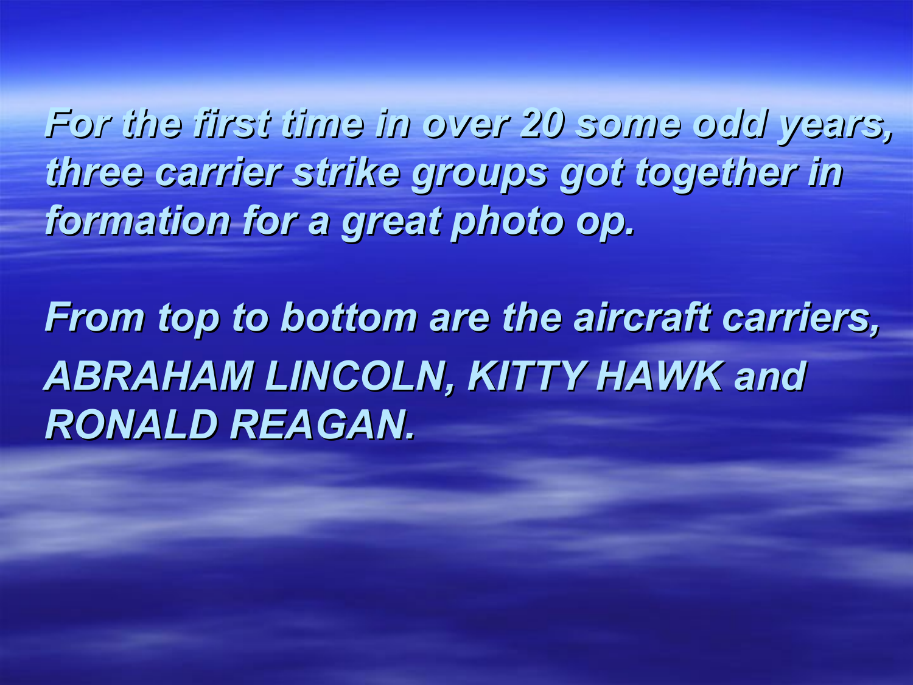*For the first time in over 20 some odd years, three carrier strike groups got together in formation for a great photo op.*

*From top to bottom are the aircraft carriers, ABRAHAM LINCOLN, KITTY HAWK and RONALD REAGAN.*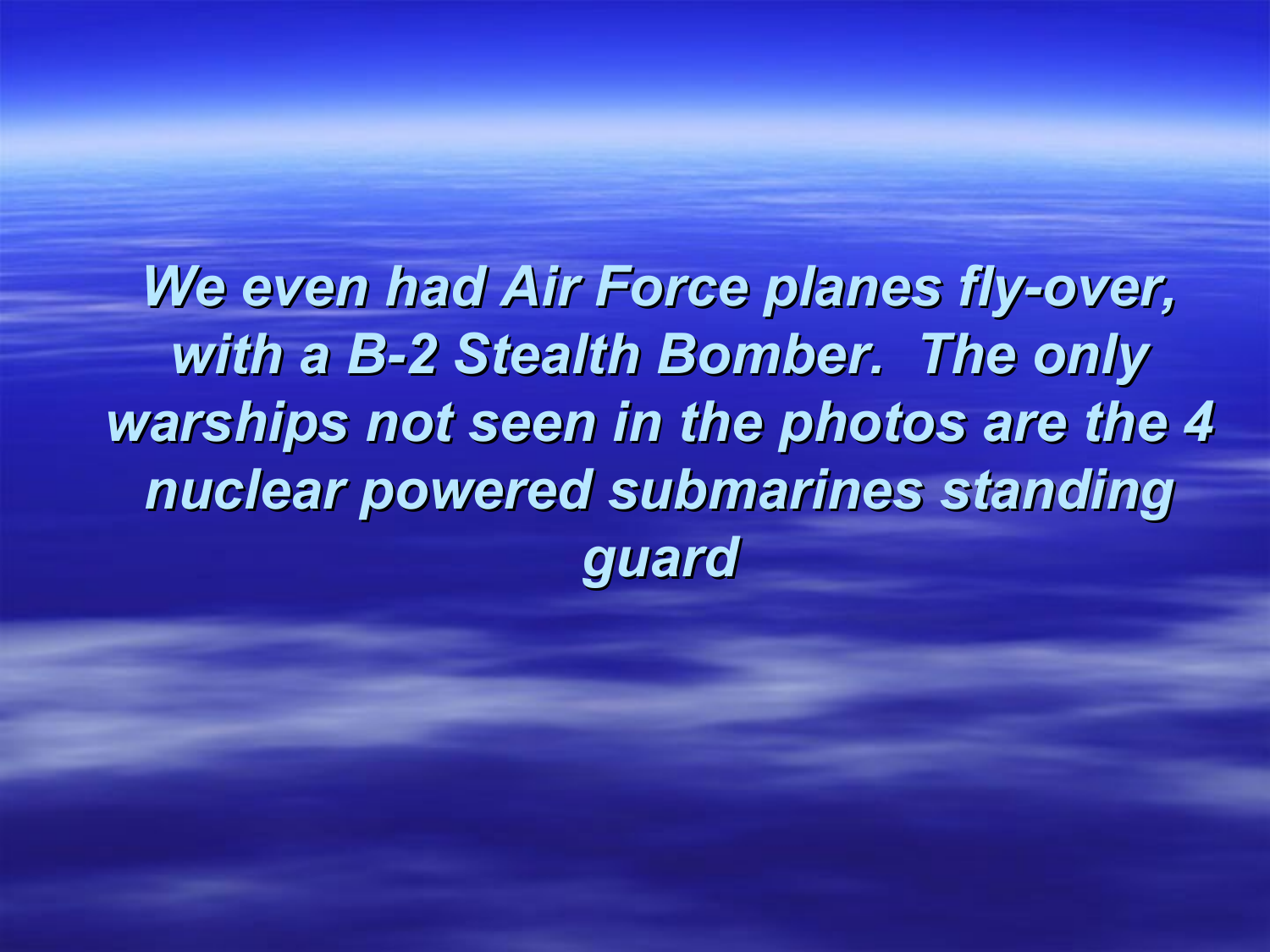***We even had Air Force planes fly-over, with a B-2 Stealth Bomber.  The only warships not seen in the photos are the 4 nuclear powered submarines standing guard***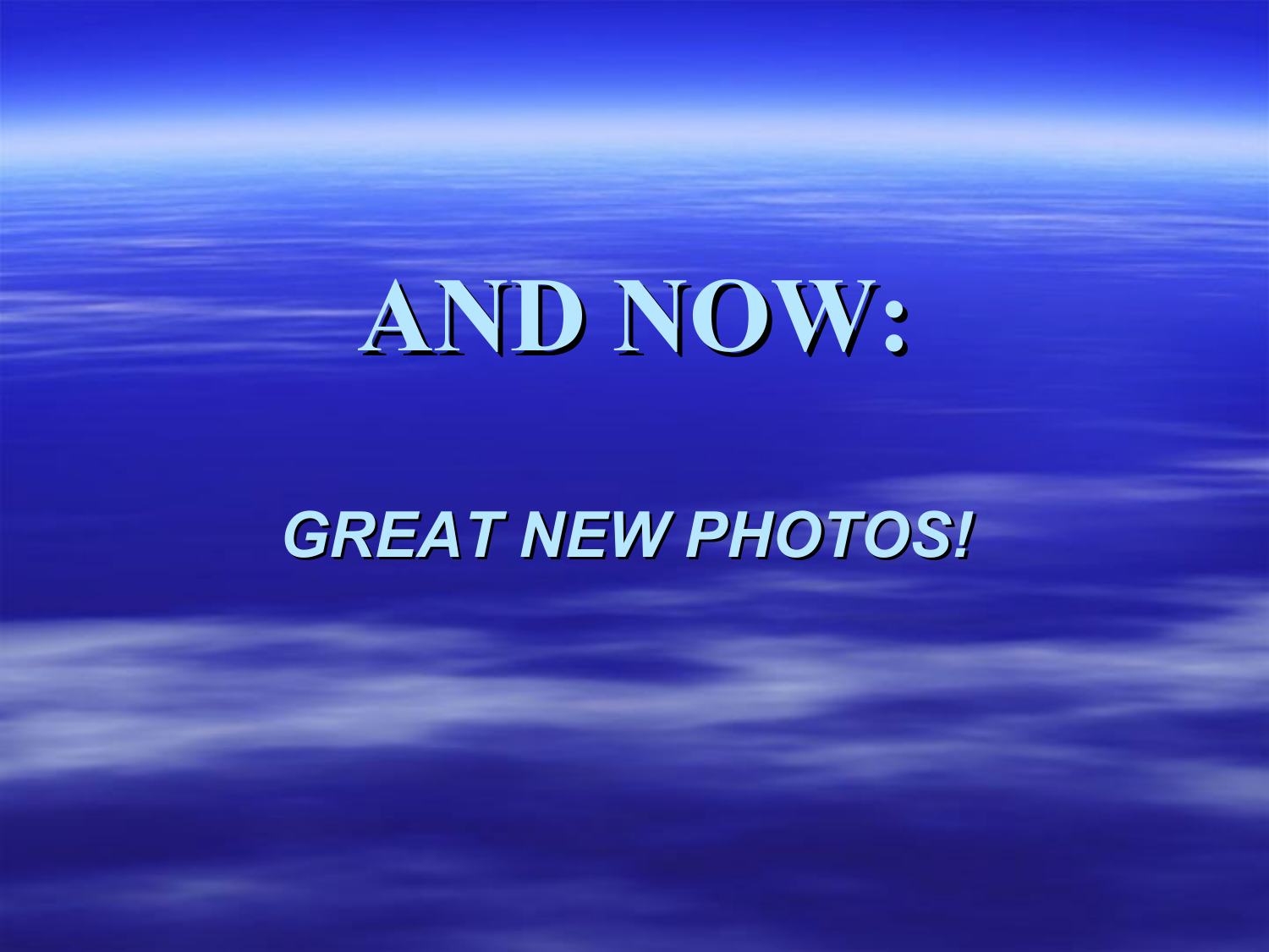# AND NOW:

***GREAT NEW PHOTOS!***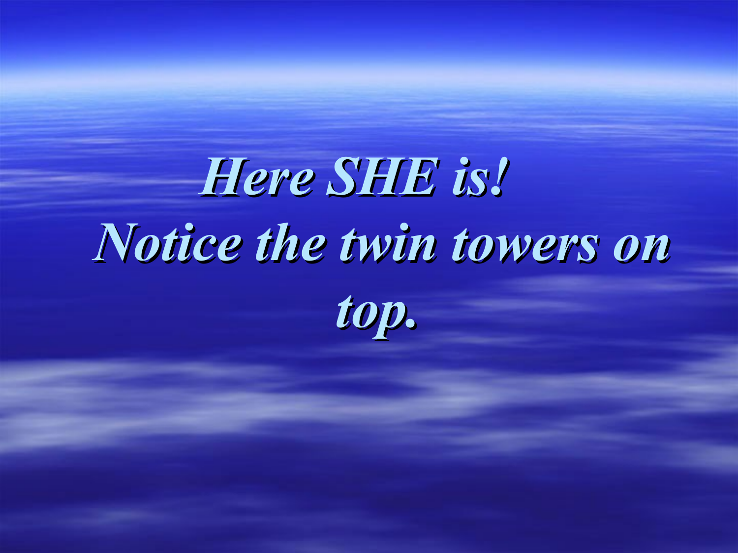***Here SHE is!***

***Notice the twin towers on top.***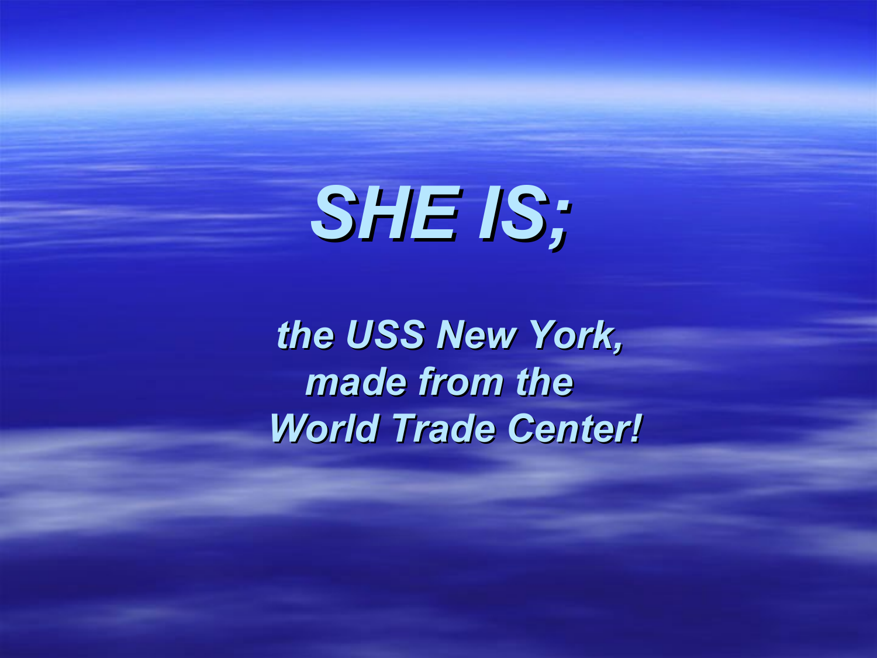# *SHE IS;*

***the USS New York,***
***made from the***
***World Trade Center!***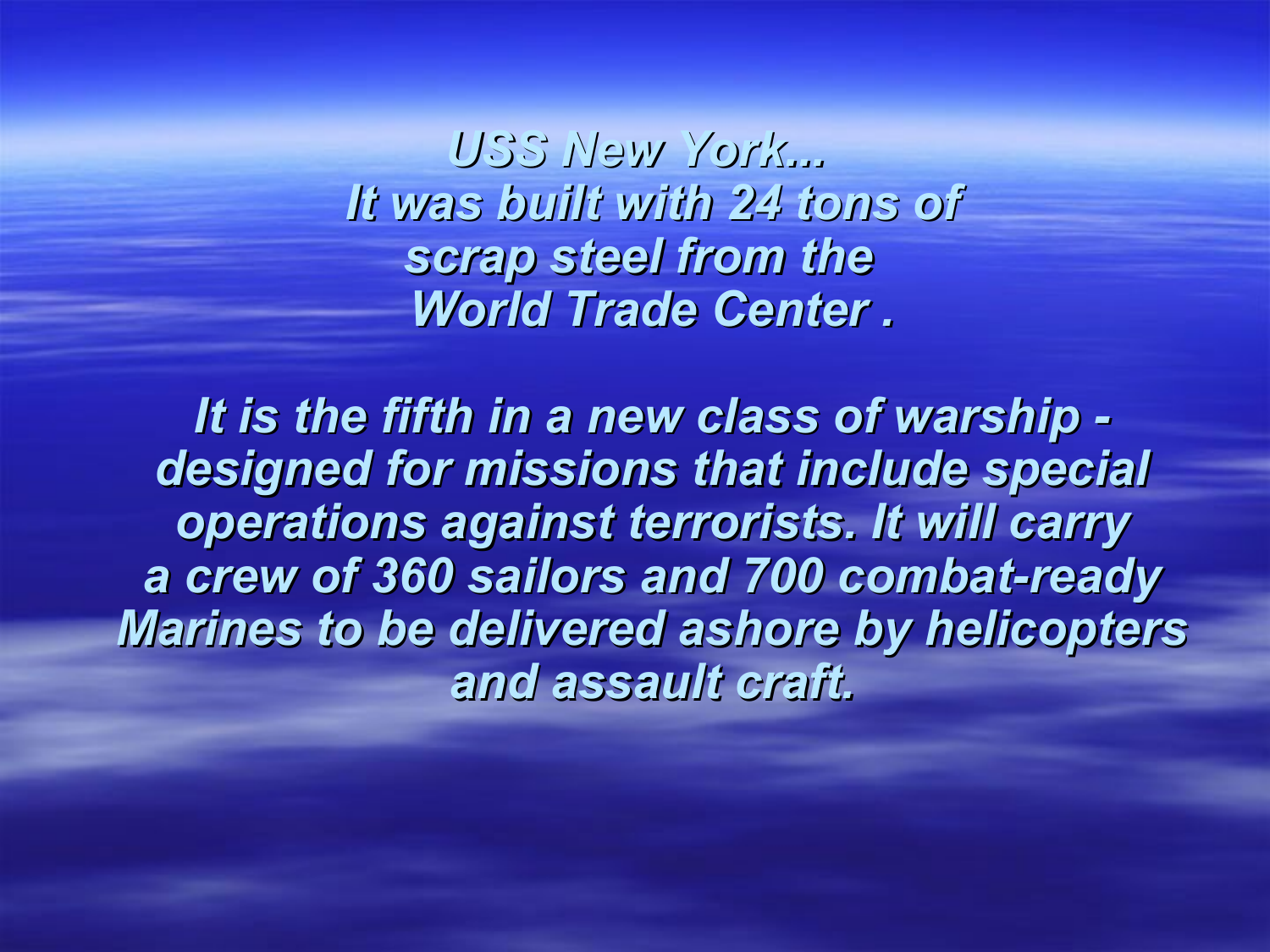*USS New York...*
*It was built with 24 tons of scrap steel from the World Trade Center .*

*It is the fifth in a new class of warship - designed for missions that include special operations against terrorists. It will carry a crew of 360 sailors and 700 combat-ready Marines to be delivered ashore by helicopters and assault craft.*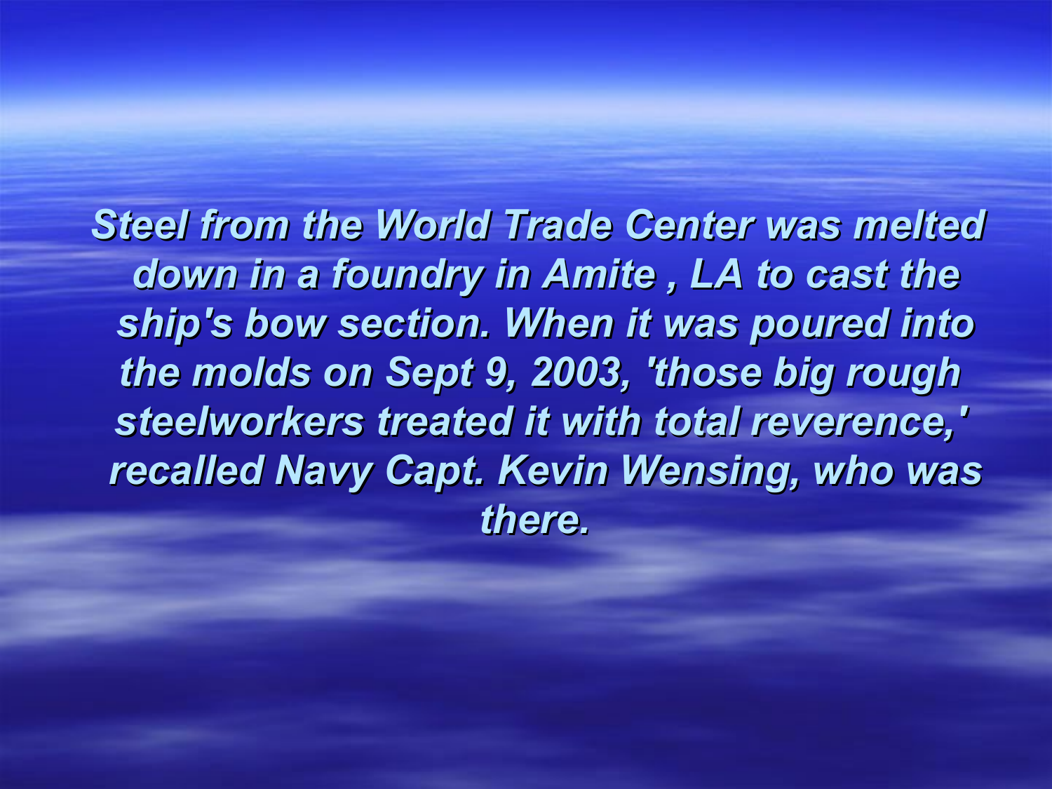*Steel from the World Trade Center was melted down in a foundry in Amite , LA to cast the ship's bow section. When it was poured into the molds on Sept 9, 2003, 'those big rough steelworkers treated it with total reverence,' recalled Navy Capt. Kevin Wensing, who was there.*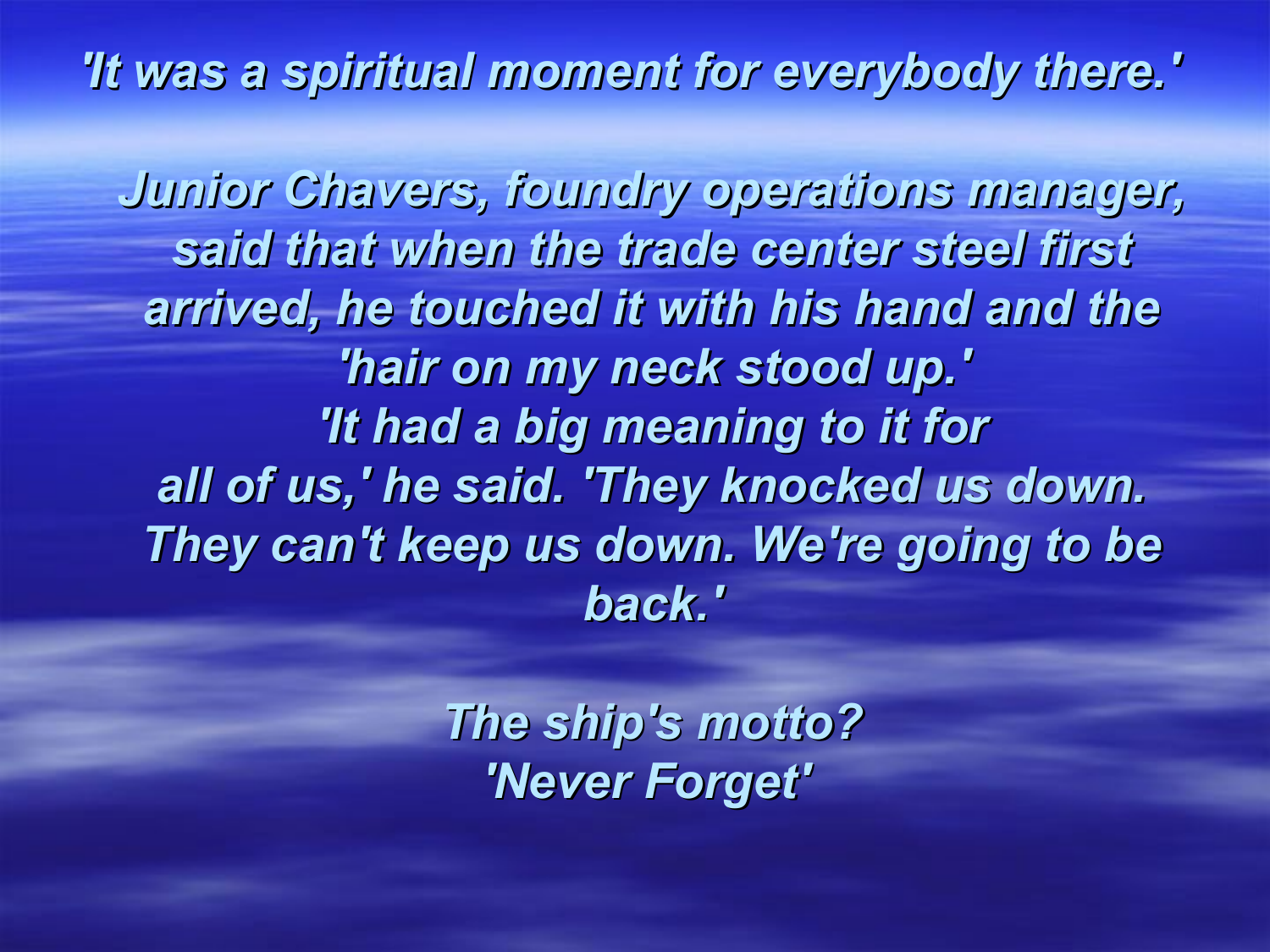*'It was a spiritual moment for everybody there.'*

*Junior Chavers, foundry operations manager, said that when the trade center steel first arrived, he touched it with his hand and the 'hair on my neck stood up.'*
*'It had a big meaning to it for all of us,' he said. 'They knocked us down. They can't keep us down. We're going to be back.'*

*The ship's motto?*
*'Never Forget'*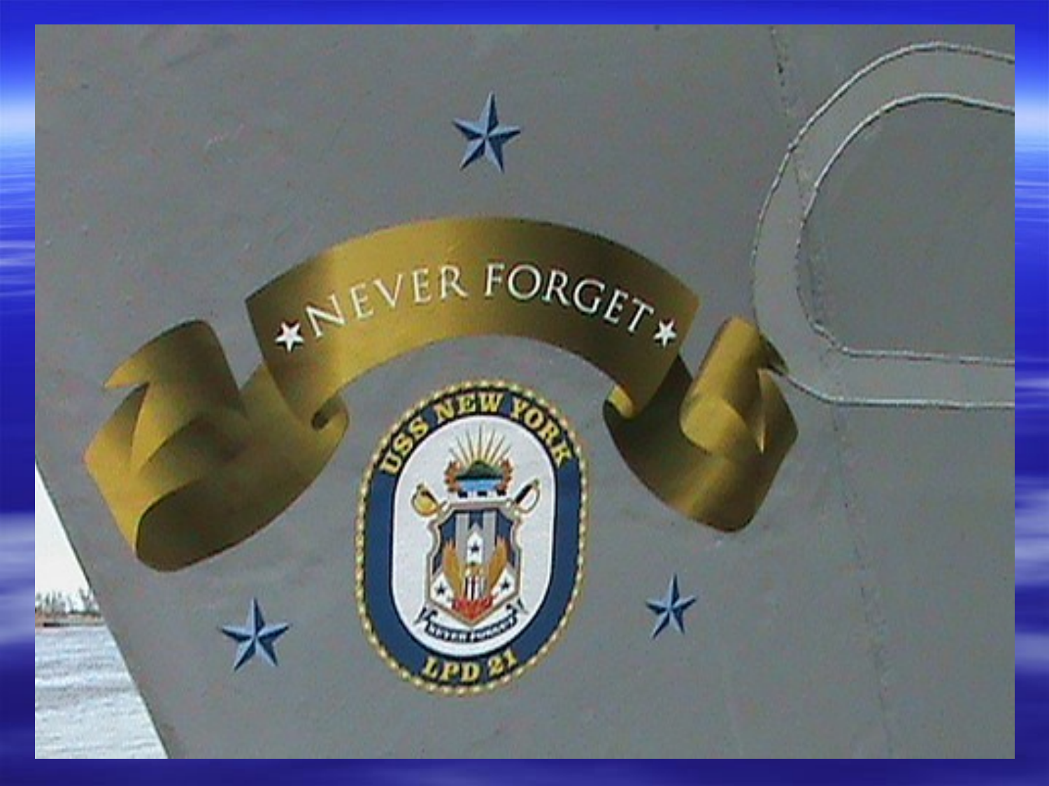★NEVER FORGET★

USS NEW YORK

LPD 21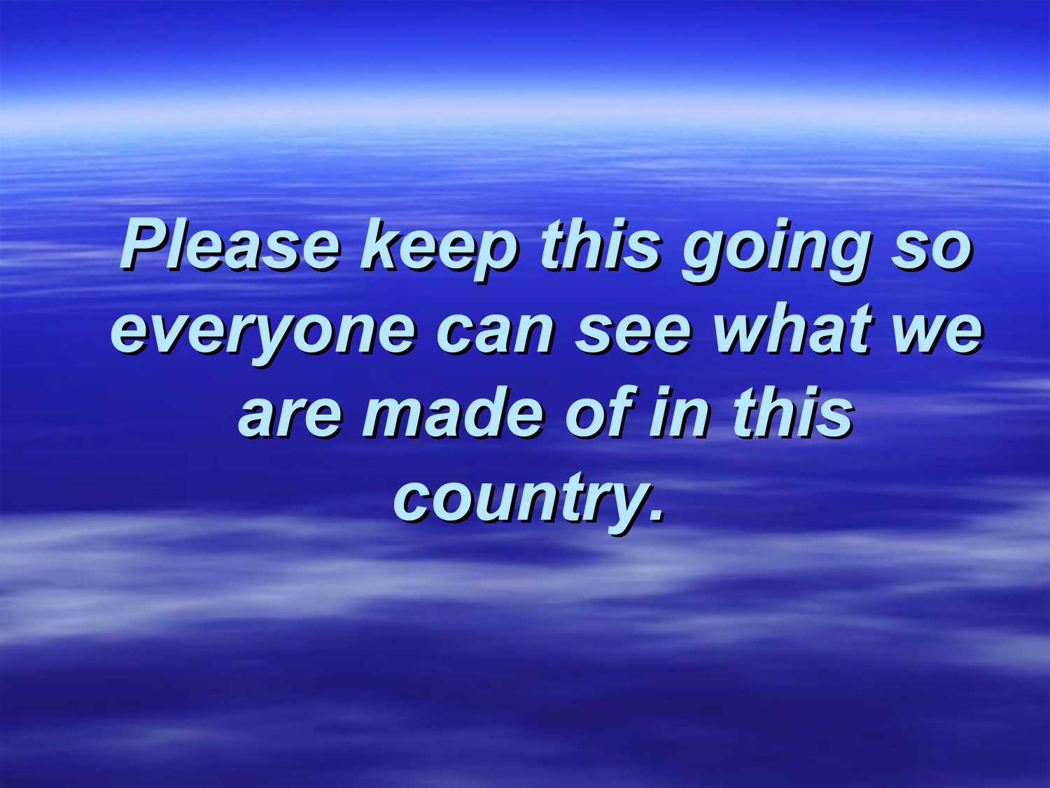***Please keep this going so everyone can see what we are made of in this country.***